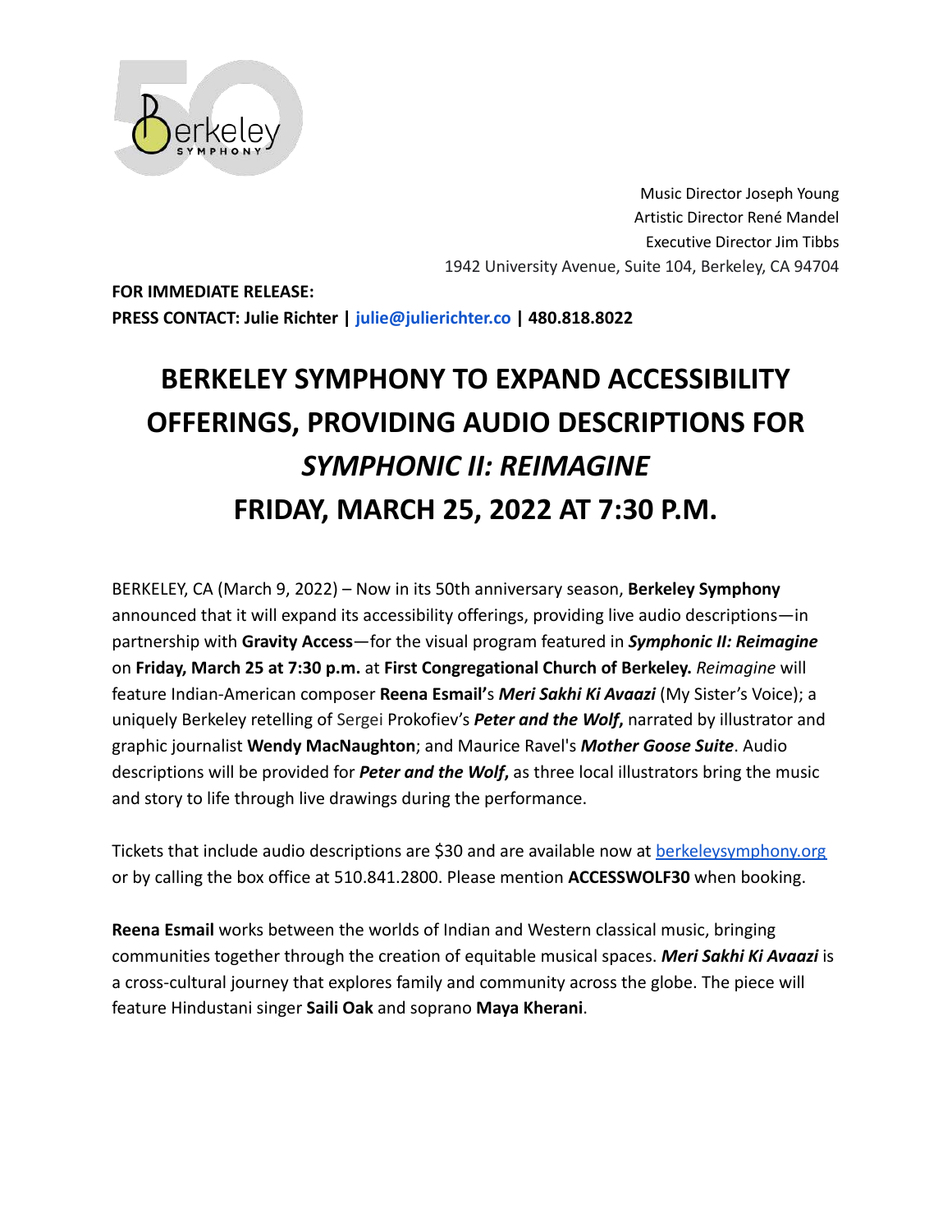Music Director Joseph Young
Artistic Director René Mandel
Executive Director Jim Tibbs
1942 University Avenue, Suite 104, Berkeley, CA 94704

**FOR IMMEDIATE RELEASE:**
**PRESS CONTACT: Julie Richter | julie@julierichter.co | 480.818.8022**

# BERKELEY SYMPHONY TO EXPAND ACCESSIBILITY OFFERINGS, PROVIDING AUDIO DESCRIPTIONS FOR *SYMPHONIC II: REIMAGINE* FRIDAY, MARCH 25, 2022 AT 7:30 P.M.

BERKELEY, CA (March 9, 2022) – Now in its 50th anniversary season, **Berkeley Symphony** announced that it will expand its accessibility offerings, providing live audio descriptions—in partnership with **Gravity Access**—for the visual program featured in ***Symphonic II: Reimagine*** on **Friday, March 25 at 7:30 p.m.** at **First Congregational Church of Berkeley.** *Reimagine* will feature Indian-American composer **Reena Esmail**'s ***Meri Sakhi Ki Avaazi*** (My Sister's Voice); a uniquely Berkeley retelling of Sergei Prokofiev's ***Peter and the Wolf*,** narrated by illustrator and graphic journalist **Wendy MacNaughton**; and Maurice Ravel's ***Mother Goose Suite***. Audio descriptions will be provided for ***Peter and the Wolf*,** as three local illustrators bring the music and story to life through live drawings during the performance.

Tickets that include audio descriptions are $30 and are available now at berkeleysymphony.org or by calling the box office at 510.841.2800. Please mention **ACCESSWOLF30** when booking.

**Reena Esmail** works between the worlds of Indian and Western classical music, bringing communities together through the creation of equitable musical spaces. ***Meri Sakhi Ki Avaazi*** is a cross-cultural journey that explores family and community across the globe. The piece will feature Hindustani singer **Saili Oak** and soprano **Maya Kherani**.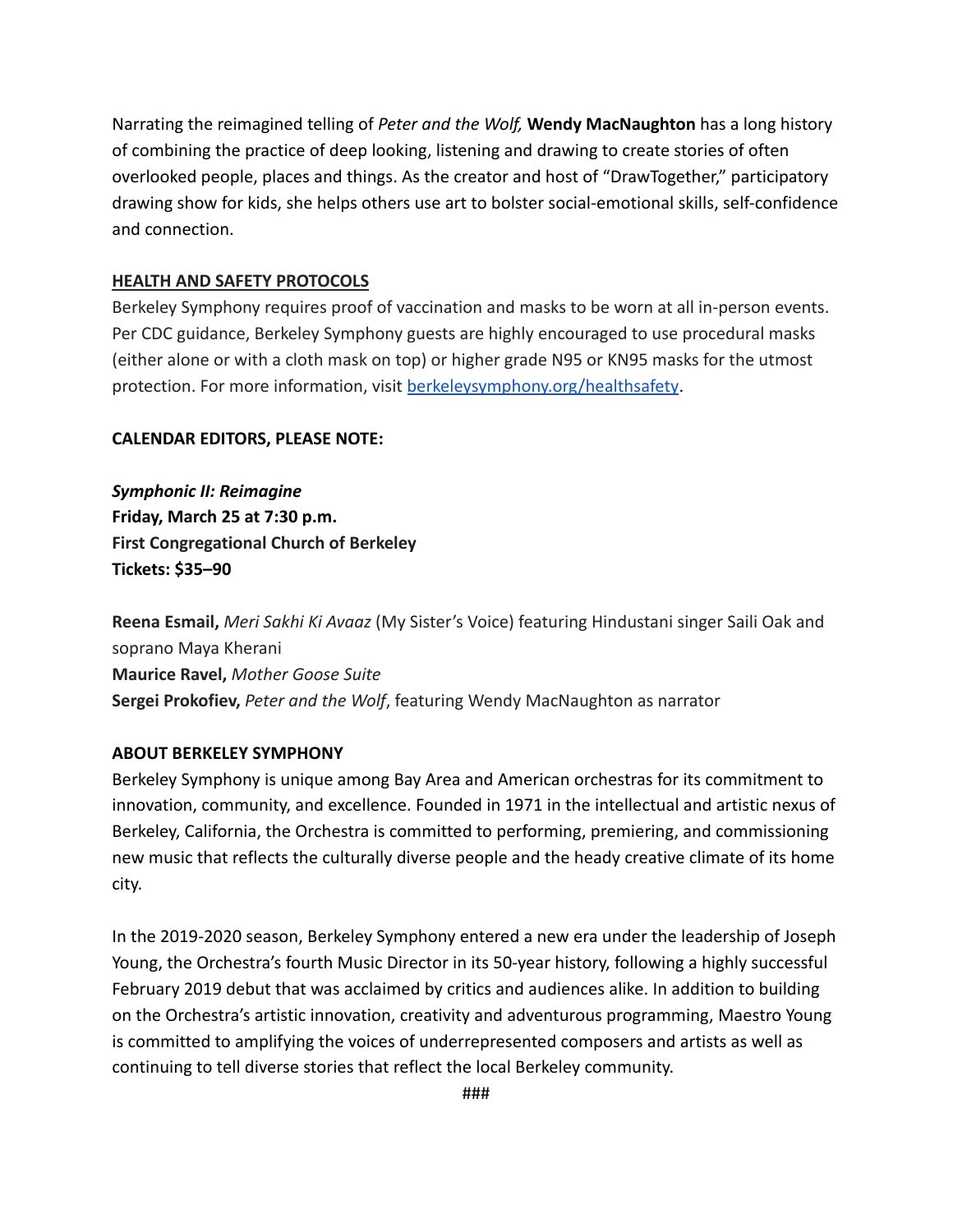Narrating the reimagined telling of *Peter and the Wolf,* **Wendy MacNaughton** has a long history of combining the practice of deep looking, listening and drawing to create stories of often overlooked people, places and things. As the creator and host of "DrawTogether," participatory drawing show for kids, she helps others use art to bolster social-emotional skills, self-confidence and connection.

**HEALTH AND SAFETY PROTOCOLS**

Berkeley Symphony requires proof of vaccination and masks to be worn at all in-person events. Per CDC guidance, Berkeley Symphony guests are highly encouraged to use procedural masks (either alone or with a cloth mask on top) or higher grade N95 or KN95 masks for the utmost protection. For more information, visit [berkeleysymphony.org/healthsafety](berkeleysymphony.org/healthsafety).

**CALENDAR EDITORS, PLEASE NOTE:**

***Symphonic II: Reimagine***
**Friday, March 25 at 7:30 p.m.**
**First Congregational Church of Berkeley**
**Tickets: $35–90**

**Reena Esmail,** *Meri Sakhi Ki Avaaz* (My Sister's Voice) featuring Hindustani singer Saili Oak and soprano Maya Kherani
**Maurice Ravel,** *Mother Goose Suite*
**Sergei Prokofiev,** *Peter and the Wolf*, featuring Wendy MacNaughton as narrator

**ABOUT BERKELEY SYMPHONY**

Berkeley Symphony is unique among Bay Area and American orchestras for its commitment to innovation, community, and excellence. Founded in 1971 in the intellectual and artistic nexus of Berkeley, California, the Orchestra is committed to performing, premiering, and commissioning new music that reflects the culturally diverse people and the heady creative climate of its home city.

In the 2019-2020 season, Berkeley Symphony entered a new era under the leadership of Joseph Young, the Orchestra's fourth Music Director in its 50-year history, following a highly successful February 2019 debut that was acclaimed by critics and audiences alike. In addition to building on the Orchestra's artistic innovation, creativity and adventurous programming, Maestro Young is committed to amplifying the voices of underrepresented composers and artists as well as continuing to tell diverse stories that reflect the local Berkeley community.

###